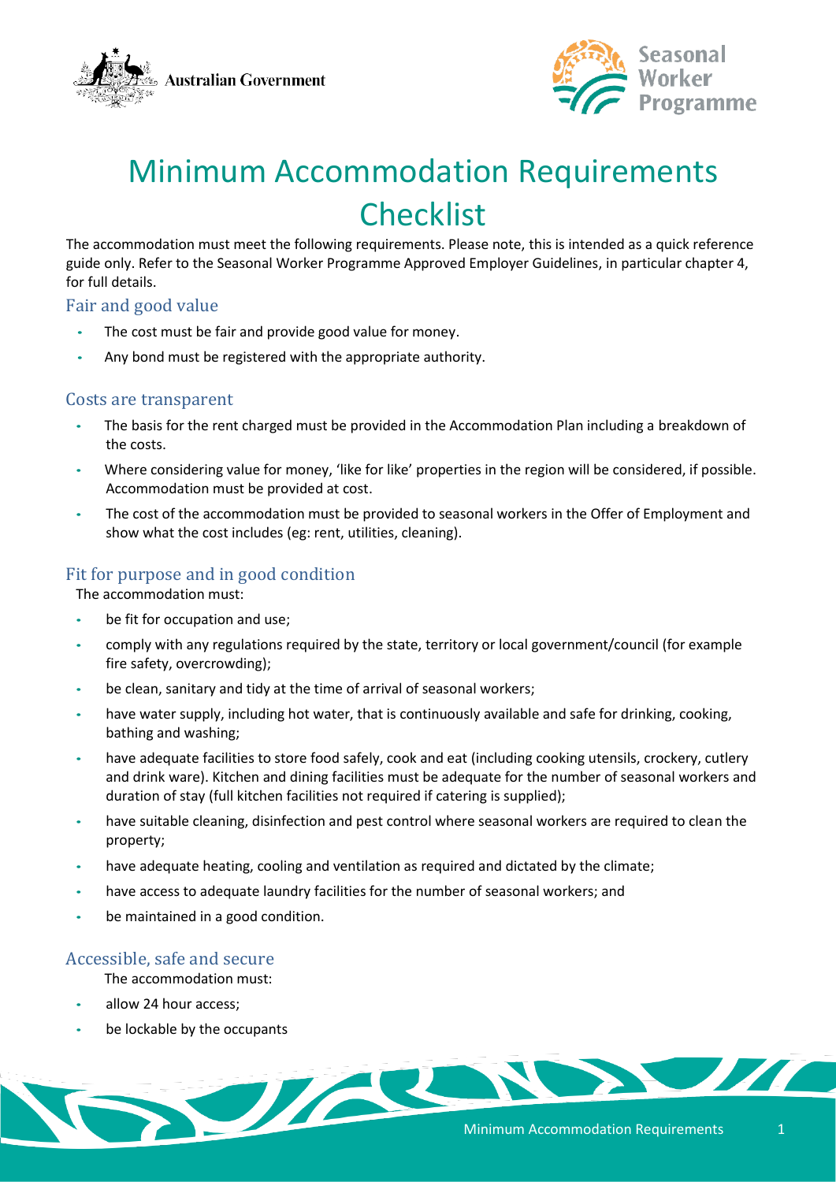# Minimum Accommodation Requirements Checklist

The accommodation must meet the following requirements. Please note, this is intended as a quick reference guide only. Refer to the Seasonal Worker Programme Approved Employer Guidelines, in particular chapter 4, for full details.

## Fair and good value

- The cost must be fair and provide good value for money.
- Any bond must be registered with the appropriate authority.

## Costs are transparent

- The basis for the rent charged must be provided in the Accommodation Plan including a breakdown of the costs.
- Where considering value for money, 'like for like' properties in the region will be considered, if possible. Accommodation must be provided at cost.
- The cost of the accommodation must be provided to seasonal workers in the Offer of Employment and show what the cost includes (eg: rent, utilities, cleaning).

## Fit for purpose and in good condition

The accommodation must:

- be fit for occupation and use;
- comply with any regulations required by the state, territory or local government/council (for example fire safety, overcrowding);
- be clean, sanitary and tidy at the time of arrival of seasonal workers;
- have water supply, including hot water, that is continuously available and safe for drinking, cooking, bathing and washing;
- have adequate facilities to store food safely, cook and eat (including cooking utensils, crockery, cutlery and drink ware). Kitchen and dining facilities must be adequate for the number of seasonal workers and duration of stay (full kitchen facilities not required if catering is supplied);
- have suitable cleaning, disinfection and pest control where seasonal workers are required to clean the property;
- have adequate heating, cooling and ventilation as required and dictated by the climate;
- have access to adequate laundry facilities for the number of seasonal workers; and
- be maintained in a good condition.

## Accessible, safe and secure

The accommodation must:

- allow 24 hour access;
- be lockable by the occupants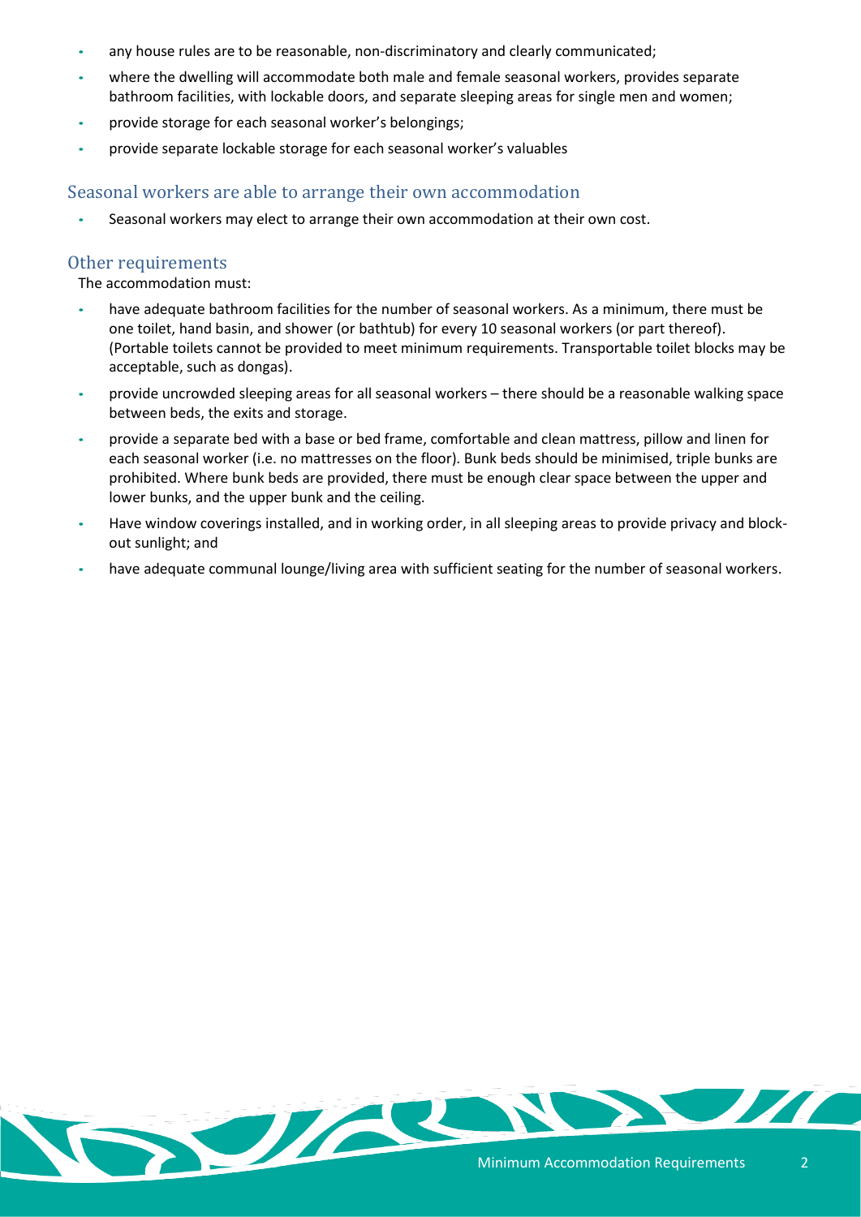- any house rules are to be reasonable, non-discriminatory and clearly communicated;
- where the dwelling will accommodate both male and female seasonal workers, provides separate bathroom facilities, with lockable doors, and separate sleeping areas for single men and women;
- provide storage for each seasonal worker's belongings;
- provide separate lockable storage for each seasonal worker's valuables

## Seasonal workers are able to arrange their own accommodation

- Seasonal workers may elect to arrange their own accommodation at their own cost.

## Other requirements

The accommodation must:

- have adequate bathroom facilities for the number of seasonal workers. As a minimum, there must be one toilet, hand basin, and shower (or bathtub) for every 10 seasonal workers (or part thereof). (Portable toilets cannot be provided to meet minimum requirements. Transportable toilet blocks may be acceptable, such as dongas).
- provide uncrowded sleeping areas for all seasonal workers – there should be a reasonable walking space between beds, the exits and storage.
- provide a separate bed with a base or bed frame, comfortable and clean mattress, pillow and linen for each seasonal worker (i.e. no mattresses on the floor). Bunk beds should be minimised, triple bunks are prohibited. Where bunk beds are provided, there must be enough clear space between the upper and lower bunks, and the upper bunk and the ceiling.
- Have window coverings installed, and in working order, in all sleeping areas to provide privacy and block-out sunlight; and
- have adequate communal lounge/living area with sufficient seating for the number of seasonal workers.